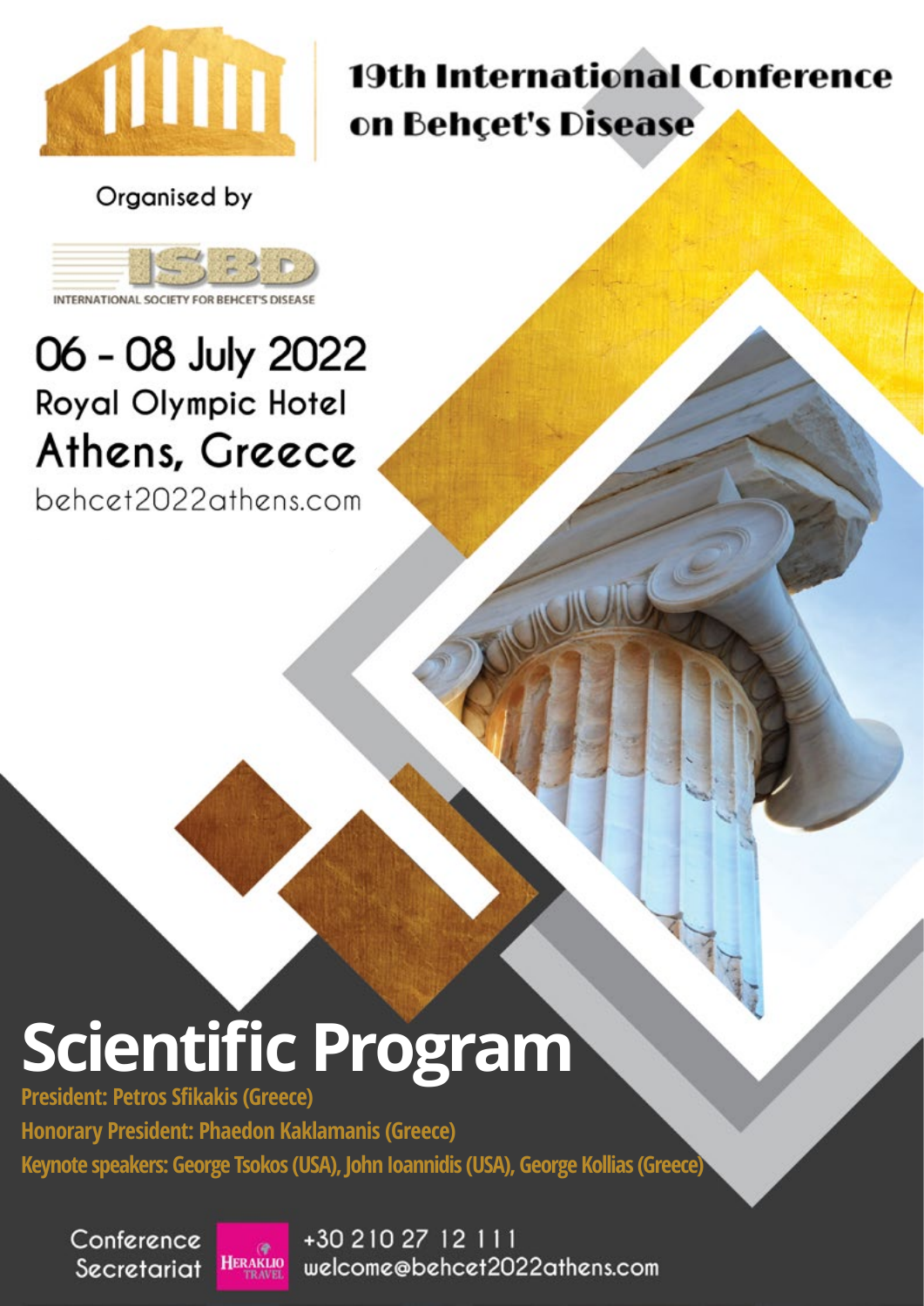# 19th International Conference on Behçet's Disease

Organised by

INTERNATIONAL SOCIETY FOR BEHCET'S DISEASE

## 06 - 08 July 2022

Royal Olympic Hotel

Athens, Greece

behcet2022athens.com

# Scientific Program

**President: Petros Sfikakis (Greece)**

**Honorary President: Phaedon Kaklamanis (Greece)**

**Keynote speakers: George Tsokos (USA), John Ioannidis (USA), George Kollias (Greece)**

Conference Secretariat

HERAKLIO TRAVEL

+30 210 27 12 111

welcome@behcet2022athens.com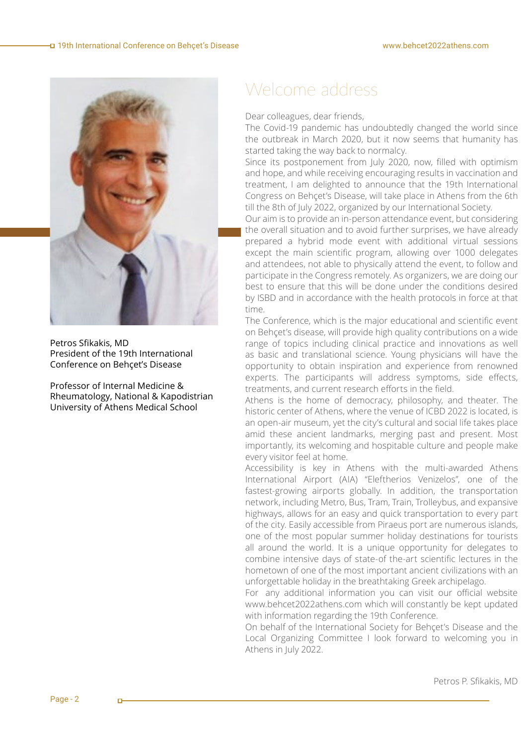Petros Sfikakis, MD
President of the 19th International Conference on Behçet's Disease

Professor of Internal Medicine & Rheumatology, National & Kapodistrian University of Athens Medical School

# Welcome address

Dear colleagues, dear friends,

The Covid-19 pandemic has undoubtedly changed the world since the outbreak in March 2020, but it now seems that humanity has started taking the way back to normalcy.

Since its postponement from July 2020, now, filled with optimism and hope, and while receiving encouraging results in vaccination and treatment, I am delighted to announce that the 19th International Congress on Behçet's Disease, will take place in Athens from the 6th till the 8th of July 2022, organized by our International Society.

Our aim is to provide an in-person attendance event, but considering the overall situation and to avoid further surprises, we have already prepared a hybrid mode event with additional virtual sessions except the main scientific program, allowing over 1000 delegates and attendees, not able to physically attend the event, to follow and participate in the Congress remotely. As organizers, we are doing our best to ensure that this will be done under the conditions desired by ISBD and in accordance with the health protocols in force at that time.

The Conference, which is the major educational and scientific event on Behçet's disease, will provide high quality contributions on a wide range of topics including clinical practice and innovations as well as basic and translational science. Young physicians will have the opportunity to obtain inspiration and experience from renowned experts. The participants will address symptoms, side effects, treatments, and current research efforts in the field.

Athens is the home of democracy, philosophy, and theater. The historic center of Athens, where the venue of ICBD 2022 is located, is an open-air museum, yet the city's cultural and social life takes place amid these ancient landmarks, merging past and present. Most importantly, its welcoming and hospitable culture and people make every visitor feel at home.

Accessibility is key in Athens with the multi-awarded Athens International Airport (AIA) "Eleftherios Venizelos", one of the fastest-growing airports globally. In addition, the transportation network, including Metro, Bus, Tram, Train, Trolleybus, and expansive highways, allows for an easy and quick transportation to every part of the city. Easily accessible from Piraeus port are numerous islands, one of the most popular summer holiday destinations for tourists all around the world. It is a unique opportunity for delegates to combine intensive days of state-of-the-art scientific lectures in the hometown of one of the most important ancient civilizations with an unforgettable holiday in the breathtaking Greek archipelago.

For any additional information you can visit our official website www.behcet2022athens.com which will constantly be kept updated with information regarding the 19th Conference.

On behalf of the International Society for Behçet's Disease and the Local Organizing Committee I look forward to welcoming you in Athens in July 2022.

Petros P. Sfikakis, MD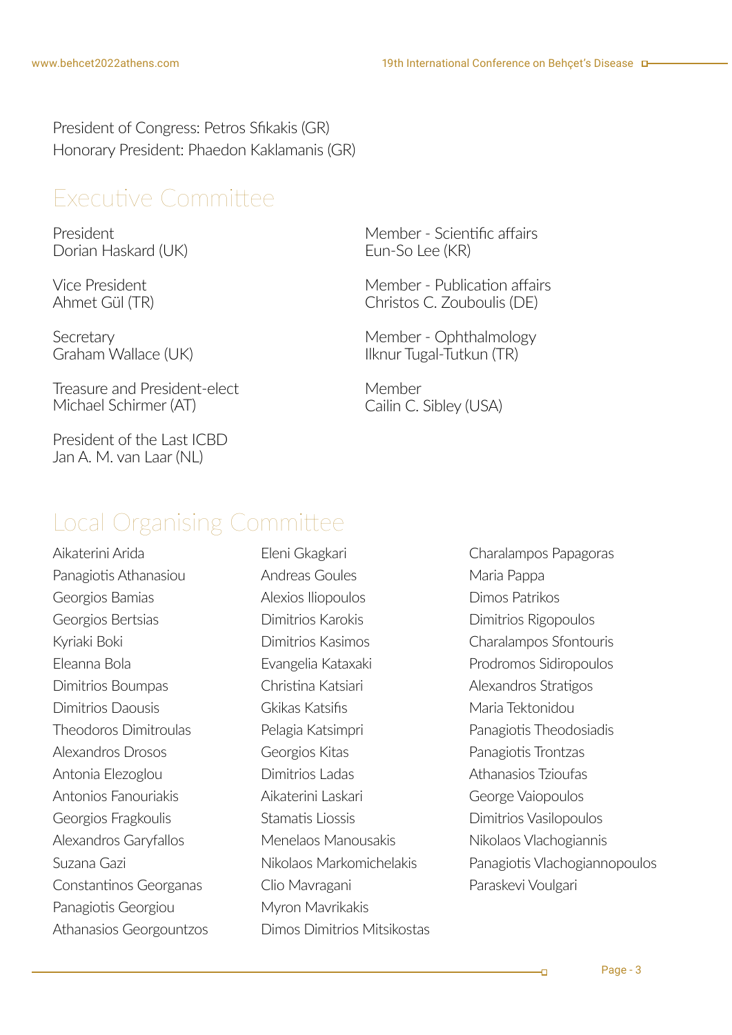President of Congress: Petros Sfikakis (GR)
Honorary President: Phaedon Kaklamanis (GR)

## Executive Committee

President
Dorian Haskard (UK)

Vice President
Ahmet Gül (TR)

Secretary
Graham Wallace (UK)

Treasure and President-elect
Michael Schirmer (AT)

President of the Last ICBD
Jan A. M. van Laar (NL)

Member - Scientific affairs
Eun-So Lee (KR)

Member - Publication affairs
Christos C. Zouboulis (DE)

Member - Ophthalmology
Ilknur Tugal-Tutkun (TR)

Member
Cailin C. Sibley (USA)

## Local Organising Committee

Aikaterini Arida
Panagiotis Athanasiou
Georgios Bamias
Georgios Bertsias
Kyriaki Boki
Eleanna Bola
Dimitrios Boumpas
Dimitrios Daousis
Theodoros Dimitroulas
Alexandros Drosos
Antonia Elezoglou
Antonios Fanouriakis
Georgios Fragkoulis
Alexandros Garyfallos
Suzana Gazi
Constantinos Georganas
Panagiotis Georgiou
Athanasios Georgountzos
Eleni Gkagkari
Andreas Goules
Alexios Iliopoulos
Dimitrios Karokis
Dimitrios Kasimos
Evangelia Kataxaki
Christina Katsiari
Gkikas Katsifis
Pelagia Katsimpri
Georgios Kitas
Dimitrios Ladas
Aikaterini Laskari
Stamatis Liossis
Menelaos Manousakis
Nikolaos Markomichelakis
Clio Mavragani
Myron Mavrikakis
Dimos Dimitrios Mitsikostas
Charalampos Papagoras
Maria Pappa
Dimos Patrikos
Dimitrios Rigopoulos
Charalampos Sfontouris
Prodromos Sidiropoulos
Alexandros Stratigos
Maria Tektonidou
Panagiotis Theodosiadis
Panagiotis Trontzas
Athanasios Tzioufas
George Vaiopoulos
Dimitrios Vasilopoulos
Nikolaos Vlachogiannis
Panagiotis Vlachogiannopoulos
Paraskevi Voulgari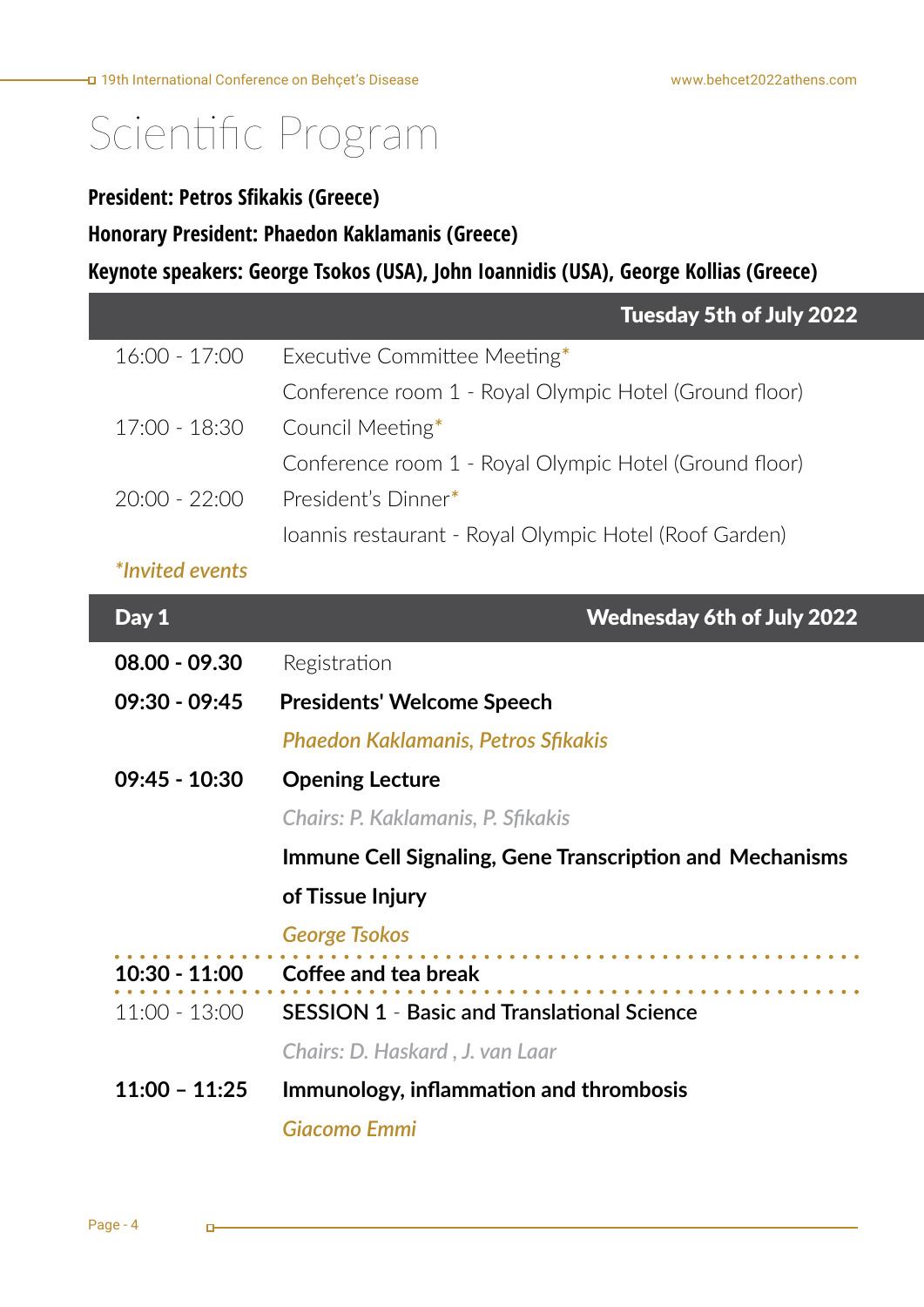# Scientific Program

**President: Petros Sfikakis (Greece)**

**Honorary President: Phaedon Kaklamanis (Greece)**

**Keynote speakers: George Tsokos (USA), John Ioannidis (USA), George Kollias (Greece)**

## Tuesday 5th of July 2022

| | |
|---|---|
| 16:00 - 17:00 | Executive Committee Meeting* |
| | Conference room 1 - Royal Olympic Hotel (Ground floor) |
| 17:00 - 18:30 | Council Meeting* |
| | Conference room 1 - Royal Olympic Hotel (Ground floor) |
| 20:00 - 22:00 | President's Dinner* |
| | Ioannis restaurant - Royal Olympic Hotel (Roof Garden) |

*\*Invited events*

## Day 1 — Wednesday 6th of July 2022

| | |
|---|---|
| **08.00 - 09.30** | Registration |
| **09:30 - 09:45** | **Presidents' Welcome Speech** |
| | *Phaedon Kaklamanis, Petros Sfikakis* |
| **09:45 - 10:30** | **Opening Lecture** |
| | *Chairs: P. Kaklamanis, P. Sfikakis* |
| | **Immune Cell Signaling, Gene Transcription and Mechanisms of Tissue Injury** |
| | *George Tsokos* |
| **10:30 - 11:00** | **Coffee and tea break** |
| 11:00 - 13:00 | **SESSION 1** - **Basic and Translational Science** |
| | *Chairs: D. Haskard , J. van Laar* |
| **11:00 – 11:25** | **Immunology, inflammation and thrombosis** |
| | *Giacomo Emmi* |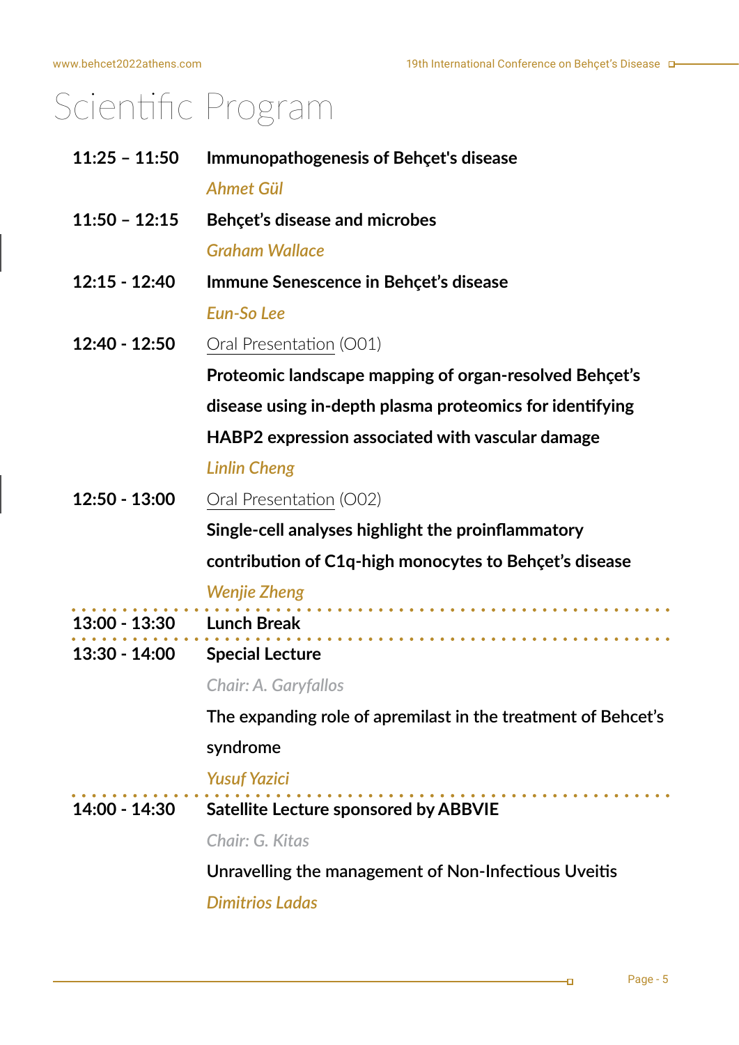# Scientific Program

**11:25 – 11:50** **Immunopathogenesis of Behçet's disease**
*Ahmet Gül*

**11:50 – 12:15** **Behçet's disease and microbes**
*Graham Wallace*

**12:15 - 12:40** **Immune Senescence in Behçet's disease**
*Eun-So Lee*

**12:40 - 12:50** Oral Presentation (O01)
**Proteomic landscape mapping of organ-resolved Behçet's disease using in-depth plasma proteomics for identifying HABP2 expression associated with vascular damage**
*Linlin Cheng*

**12:50 - 13:00** Oral Presentation (O02)
**Single-cell analyses highlight the proinflammatory contribution of C1q-high monocytes to Behçet's disease**
*Wenjie Zheng*

**13:00 - 13:30** **Lunch Break**

**13:30 - 14:00** **Special Lecture**
*Chair: A. Garyfallos*
The expanding role of apremilast in the treatment of Behcet's syndrome
*Yusuf Yazici*

**14:00 - 14:30** **Satellite Lecture sponsored by ABBVIE**
*Chair: G. Kitas*
Unravelling the management of Non-Infectious Uveitis
*Dimitrios Ladas*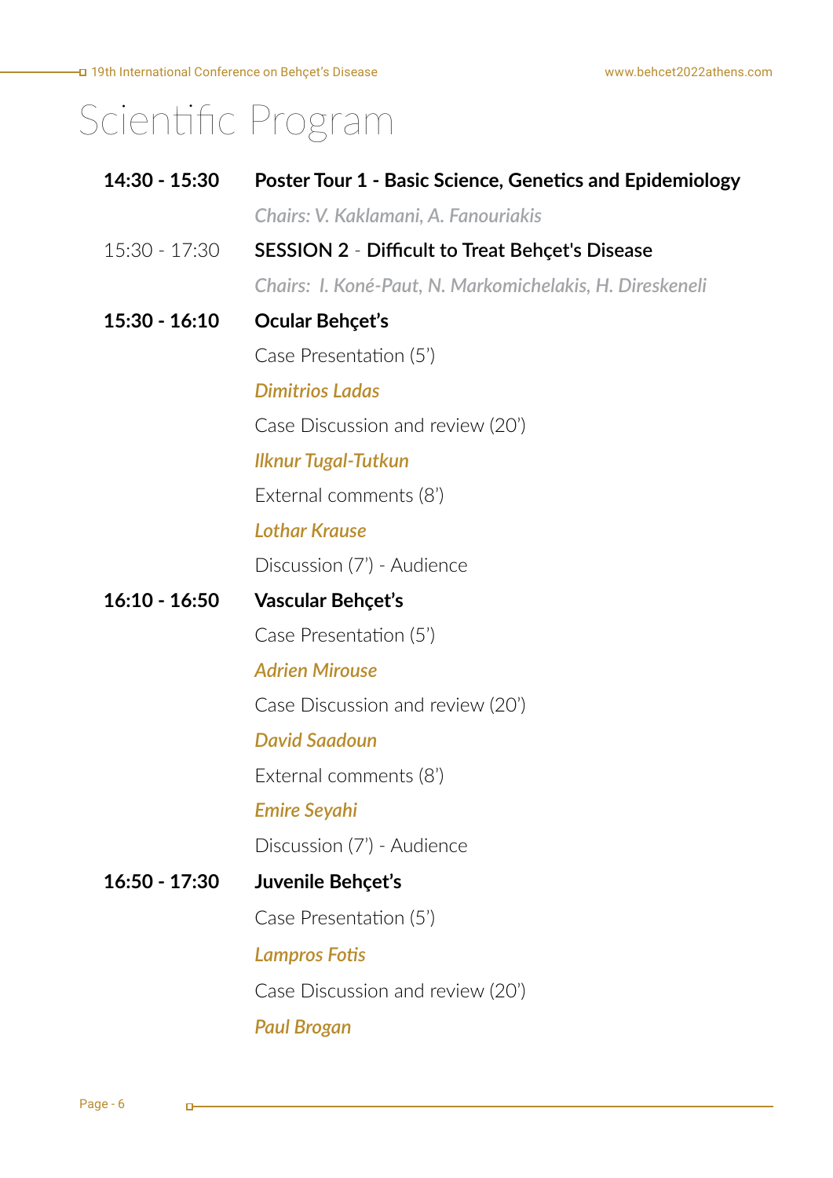# Scientific Program

**14:30 - 15:30** **Poster Tour 1 - Basic Science, Genetics and Epidemiology**

*Chairs: V. Kaklamani, A. Fanouriakis*

15:30 - 17:30 **SESSION 2** - **Difficult to Treat Behçet's Disease**

*Chairs: I. Koné-Paut, N. Markomichelakis, H. Direskeneli*

**15:30 - 16:10** **Ocular Behçet's**

Case Presentation (5')

*Dimitrios Ladas*

Case Discussion and review (20')

*Ilknur Tugal-Tutkun*

External comments (8')

*Lothar Krause*

Discussion (7') - Audience

**16:10 - 16:50** **Vascular Behçet's**

Case Presentation (5')

*Adrien Mirouse*

Case Discussion and review (20')

*David Saadoun*

External comments (8')

*Emire Seyahi*

Discussion (7') - Audience

**16:50 - 17:30** **Juvenile Behçet's**

Case Presentation (5')

*Lampros Fotis*

Case Discussion and review (20')

*Paul Brogan*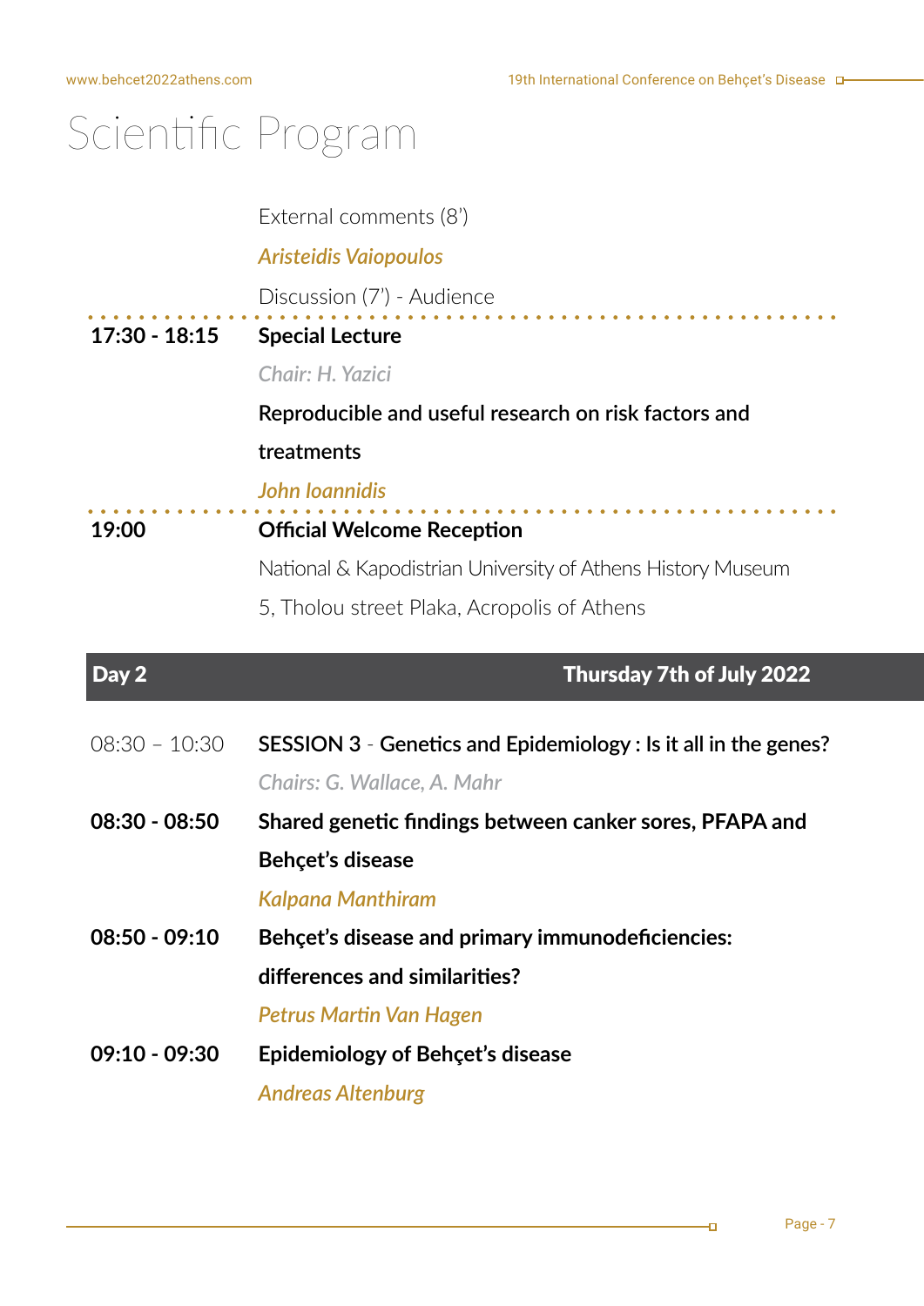# Scientific Program

External comments (8')

*Aristeidis Vaiopoulos*

Discussion (7') - Audience

**17:30 - 18:15** **Special Lecture**

*Chair: H. Yazici*

**Reproducible and useful research on risk factors and treatments**

*John Ioannidis*

**19:00** **Official Welcome Reception**

National & Kapodistrian University of Athens History Museum

5, Tholou street Plaka, Acropolis of Athens

## Day 2 — Thursday 7th of July 2022

08:30 – 10:30 **SESSION 3** - **Genetics and Epidemiology : Is it all in the genes?**

*Chairs: G. Wallace, A. Mahr*

**08:30 - 08:50** **Shared genetic findings between canker sores, PFAPA and Behçet's disease**

*Kalpana Manthiram*

**08:50 - 09:10** **Behçet's disease and primary immunodeficiencies: differences and similarities?**

*Petrus Martin Van Hagen*

**09:10 - 09:30** **Epidemiology of Behçet's disease**

*Andreas Altenburg*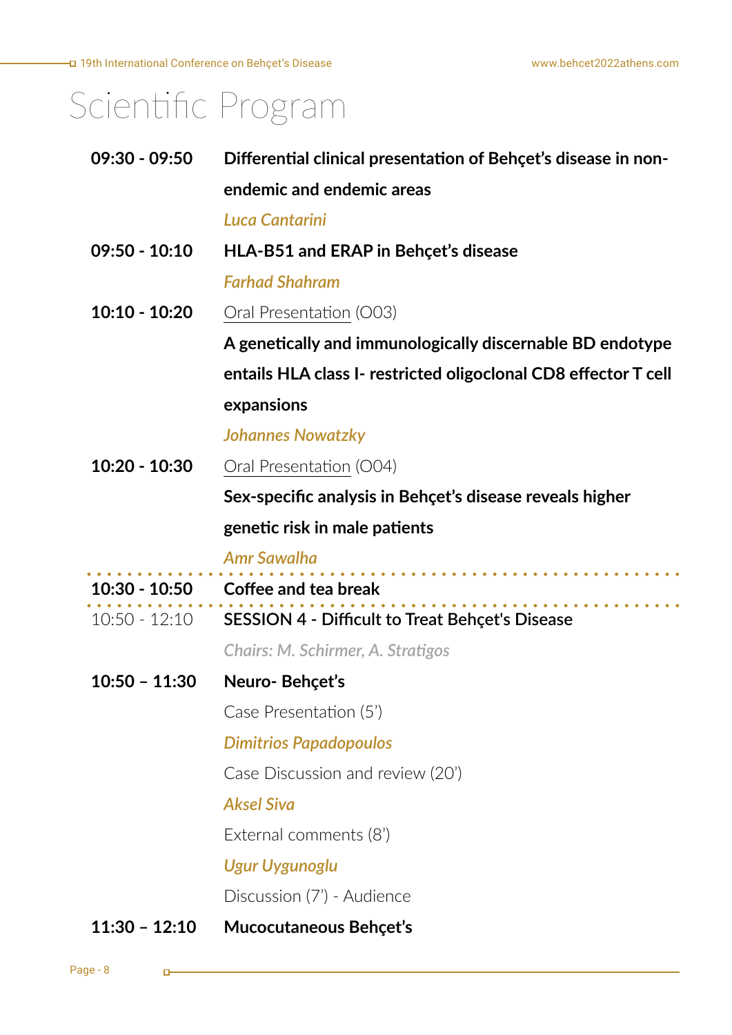# Scientific Program

**09:30 - 09:50** **Differential clinical presentation of Behçet's disease in non-endemic and endemic areas**
*Luca Cantarini*

**09:50 - 10:10** **HLA-B51 and ERAP in Behçet's disease**
*Farhad Shahram*

**10:10 - 10:20** Oral Presentation (O03)
**A genetically and immunologically discernable BD endotype entails HLA class I- restricted oligoclonal CD8 effector T cell expansions**
*Johannes Nowatzky*

**10:20 - 10:30** Oral Presentation (O04)
**Sex-specific analysis in Behçet's disease reveals higher genetic risk in male patients**
*Amr Sawalha*

---

**10:30 - 10:50** **Coffee and tea break**

---

10:50 - 12:10 **SESSION 4 - Difficult to Treat Behçet's Disease**
*Chairs: M. Schirmer, A. Stratigos*

**10:50 – 11:30** **Neuro- Behçet's**
Case Presentation (5')
*Dimitrios Papadopoulos*
Case Discussion and review (20')
*Aksel Siva*
External comments (8')
*Ugur Uygunoglu*
Discussion (7') - Audience

**11:30 – 12:10** **Mucocutaneous Behçet's**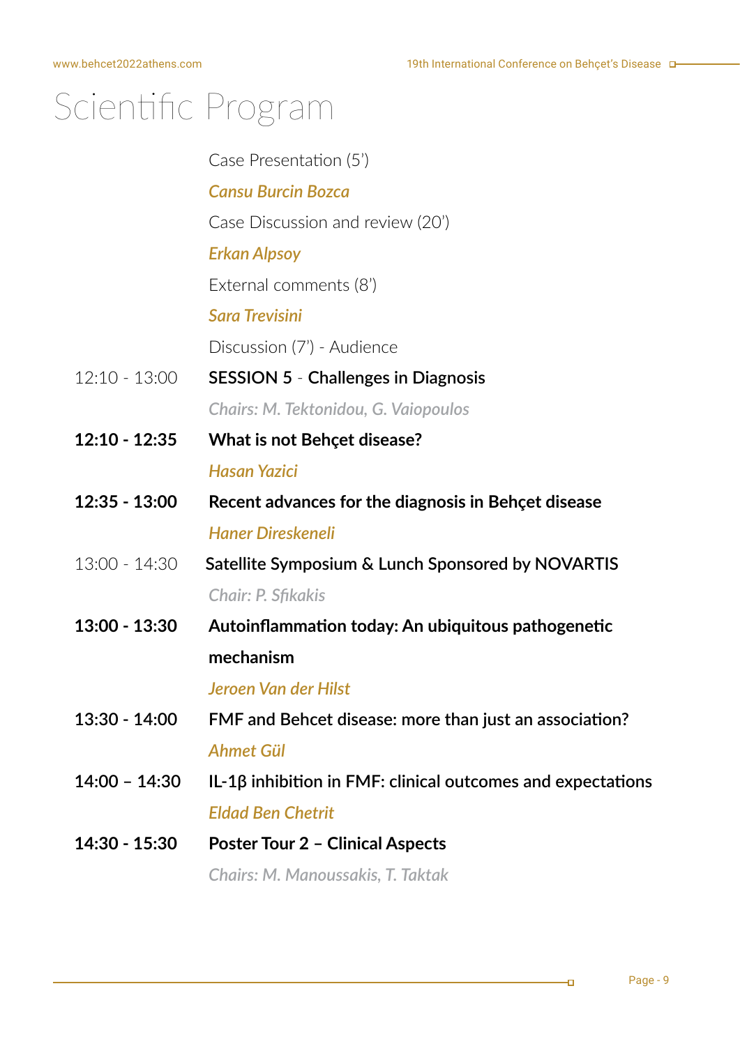# Scientific Program

| | |
|---|---|
| | Case Presentation (5') |
| | *Cansu Burcin Bozca* |
| | Case Discussion and review (20') |
| | *Erkan Alpsoy* |
| | External comments (8') |
| | *Sara Trevisini* |
| | Discussion (7') - Audience |
| 12:10 - 13:00 | **SESSION 5** - **Challenges in Diagnosis** |
| | *Chairs: M. Tektonidou, G. Vaiopoulos* |
| **12:10 - 12:35** | **What is not Behçet disease?** |
| | *Hasan Yazici* |
| **12:35 - 13:00** | **Recent advances for the diagnosis in Behçet disease** |
| | *Haner Direskeneli* |
| 13:00 - 14:30 | **Satellite Symposium & Lunch Sponsored by NOVARTIS** |
| | *Chair: P. Sfikakis* |
| **13:00 - 13:30** | **Autoinflammation today: An ubiquitous pathogenetic mechanism** |
| | *Jeroen Van der Hilst* |
| **13:30 - 14:00** | **FMF and Behcet disease: more than just an association?** |
| | *Ahmet Gül* |
| **14:00 – 14:30** | **IL-1β inhibition in FMF: clinical outcomes and expectations** |
| | *Eldad Ben Chetrit* |
| **14:30 - 15:30** | **Poster Tour 2 – Clinical Aspects** |
| | *Chairs: M. Manoussakis, T. Taktak* |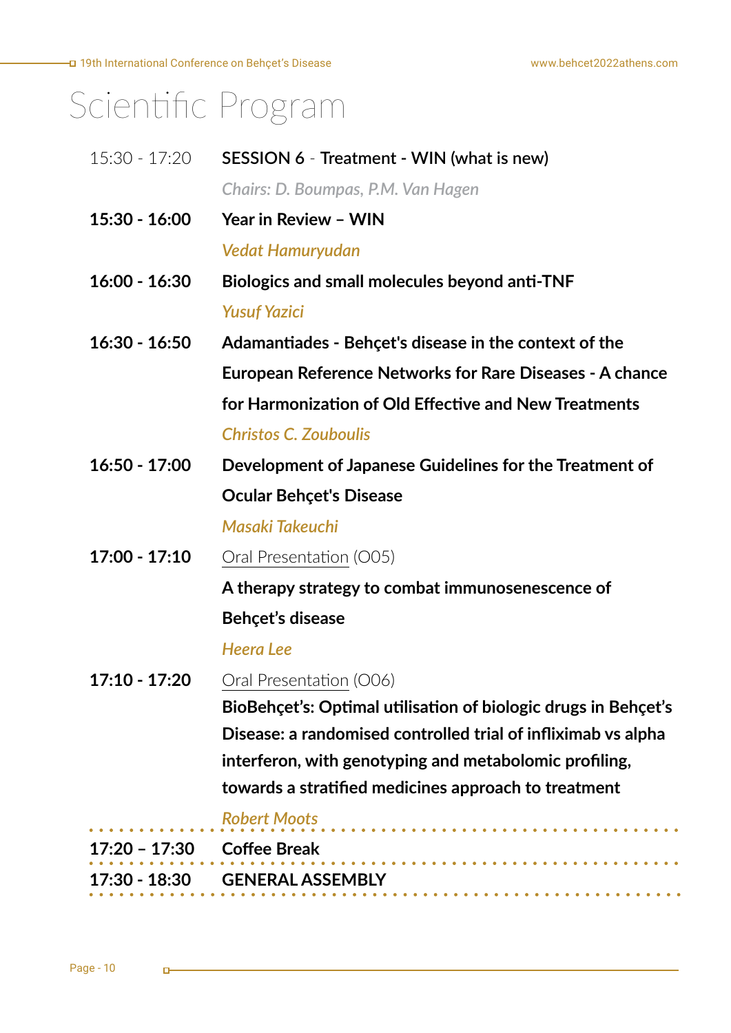# Scientific Program

15:30 - 17:20 **SESSION 6** - **Treatment - WIN (what is new)**

*Chairs: D. Boumpas, P.M. Van Hagen*

**15:30 - 16:00** **Year in Review – WIN**

*Vedat Hamuryudan*

**16:00 - 16:30** **Biologics and small molecules beyond anti-TNF**

*Yusuf Yazici*

**16:30 - 16:50** **Adamantiades - Behçet's disease in the context of the European Reference Networks for Rare Diseases - A chance for Harmonization of Old Effective and New Treatments**

*Christos C. Zouboulis*

**16:50 - 17:00** **Development of Japanese Guidelines for the Treatment of Ocular Behçet's Disease**

*Masaki Takeuchi*

**17:00 - 17:10** Oral Presentation (O05)

**A therapy strategy to combat immunosenescence of Behçet's disease**

*Heera Lee*

**17:10 - 17:20** Oral Presentation (O06)

**BioBehçet's: Optimal utilisation of biologic drugs in Behçet's Disease: a randomised controlled trial of infliximab vs alpha interferon, with genotyping and metabolomic profiling, towards a stratified medicines approach to treatment**

*Robert Moots*

**17:20 – 17:30** **Coffee Break**

**17:30 - 18:30** **GENERAL ASSEMBLY**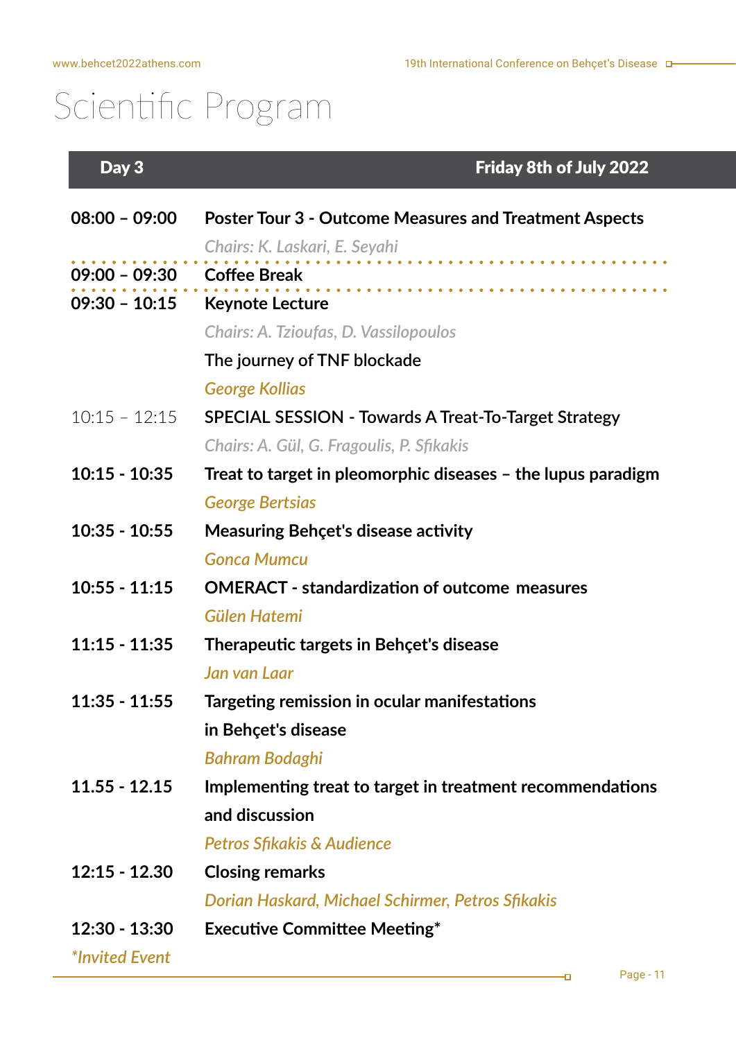# Scientific Program

| Day 3 | Friday 8th of July 2022 |
|---|---|
| **08:00 – 09:00** | **Poster Tour 3 - Outcome Measures and Treatment Aspects**<br>*Chairs: K. Laskari, E. Seyahi* |
| **09:00 – 09:30** | **Coffee Break** |
| **09:30 – 10:15** | **Keynote Lecture**<br>*Chairs: A. Tzioufas, D. Vassilopoulos*<br>The journey of TNF blockade<br>*George Kollias* |
| 10:15 – 12:15 | **SPECIAL SESSION - Towards A Treat-To-Target Strategy**<br>*Chairs: A. Gül, G. Fragoulis, P. Sfikakis* |
| **10:15 - 10:35** | **Treat to target in pleomorphic diseases – the lupus paradigm**<br>*George Bertsias* |
| **10:35 - 10:55** | **Measuring Behçet's disease activity**<br>*Gonca Mumcu* |
| **10:55 - 11:15** | **OMERACT - standardization of outcome measures**<br>*Gülen Hatemi* |
| **11:15 - 11:35** | **Therapeutic targets in Behçet's disease**<br>*Jan van Laar* |
| **11:35 - 11:55** | **Targeting remission in ocular manifestations in Behçet's disease**<br>*Bahram Bodaghi* |
| **11.55 - 12.15** | **Implementing treat to target in treatment recommendations and discussion**<br>*Petros Sfikakis & Audience* |
| **12:15 - 12.30** | **Closing remarks**<br>*Dorian Haskard, Michael Schirmer, Petros Sfikakis* |
| **12:30 - 13:30** | **Executive Committee Meeting*** |

*\*Invited Event*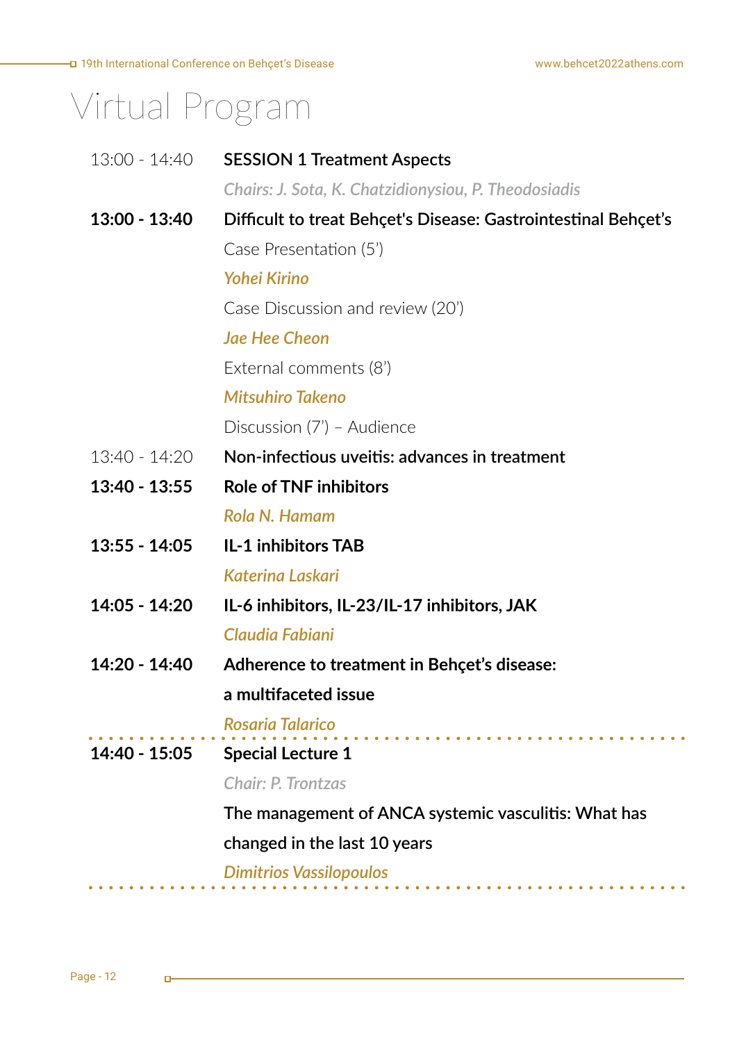# Virtual Program

13:00 - 14:40 **SESSION 1 Treatment Aspects**

*Chairs: J. Sota, K. Chatzidionysiou, P. Theodosiadis*

**13:00 - 13:40** **Difficult to treat Behçet's Disease: Gastrointestinal Behçet's**

Case Presentation (5')

*Yohei Kirino*

Case Discussion and review (20')

*Jae Hee Cheon*

External comments (8')

*Mitsuhiro Takeno*

Discussion (7') – Audience

13:40 - 14:20 **Non-infectious uveitis: advances in treatment**

**13:40 - 13:55** **Role of TNF inhibitors**

*Rola N. Hamam*

**13:55 - 14:05** **IL-1 inhibitors TAB**

*Katerina Laskari*

**14:05 - 14:20** **IL-6 inhibitors, IL-23/IL-17 inhibitors, JAK**

*Claudia Fabiani*

**14:20 - 14:40** **Adherence to treatment in Behçet's disease: a multifaceted issue**

*Rosaria Talarico*

---

**14:40 - 15:05** **Special Lecture 1**

*Chair: P. Trontzas*

**The management of ANCA systemic vasculitis: What has changed in the last 10 years**

*Dimitrios Vassilopoulos*

---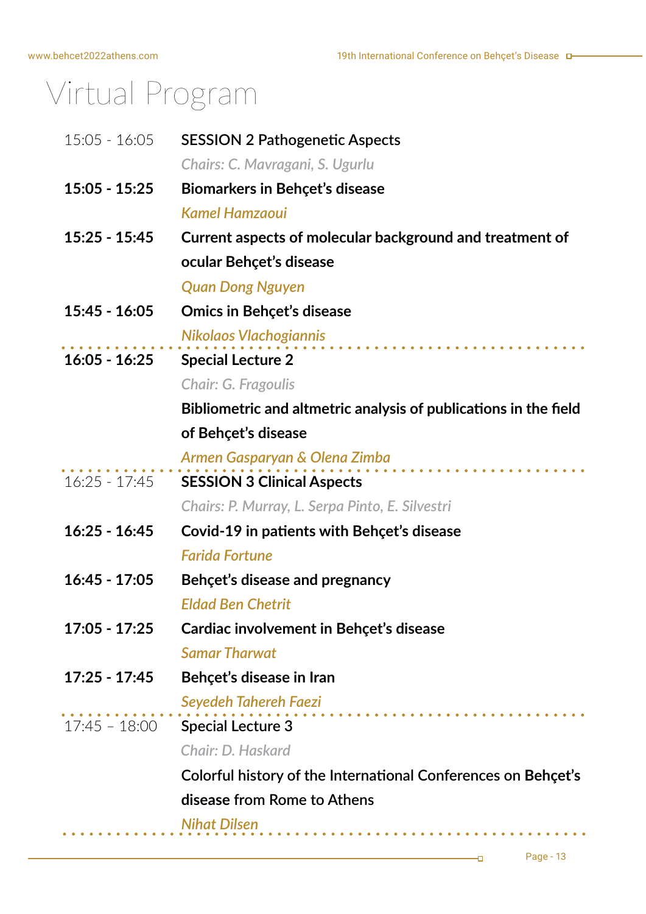# Virtual Program

| | |
|---|---|
| 15:05 - 16:05 | **SESSION 2 Pathogenetic Aspects** |
| | *Chairs: C. Mavragani, S. Ugurlu* |
| **15:05 - 15:25** | **Biomarkers in Behçet's disease** |
| | *Kamel Hamzaoui* |
| **15:25 - 15:45** | **Current aspects of molecular background and treatment of ocular Behçet's disease** |
| | *Quan Dong Nguyen* |
| **15:45 - 16:05** | **Omics in Behçet's disease** |
| | *Nikolaos Vlachogiannis* |
| **16:05 - 16:25** | **Special Lecture 2** |
| | *Chair: G. Fragoulis* |
| | **Bibliometric and altmetric analysis of publications in the field of Behçet's disease** |
| | *Armen Gasparyan & Olena Zimba* |
| 16:25 - 17:45 | **SESSION 3 Clinical Aspects** |
| | *Chairs: P. Murray, L. Serpa Pinto, E. Silvestri* |
| **16:25 - 16:45** | **Covid-19 in patients with Behçet's disease** |
| | *Farida Fortune* |
| **16:45 - 17:05** | **Behçet's disease and pregnancy** |
| | *Eldad Ben Chetrit* |
| **17:05 - 17:25** | **Cardiac involvement in Behçet's disease** |
| | *Samar Tharwat* |
| **17:25 - 17:45** | **Behçet's disease in Iran** |
| | *Seyedeh Tahereh Faezi* |
| 17:45 – 18:00 | **Special Lecture 3** |
| | *Chair: D. Haskard* |
| | Colorful history of the International Conferences on **Behçet's** disease from Rome to Athens |
| | *Nihat Dilsen* |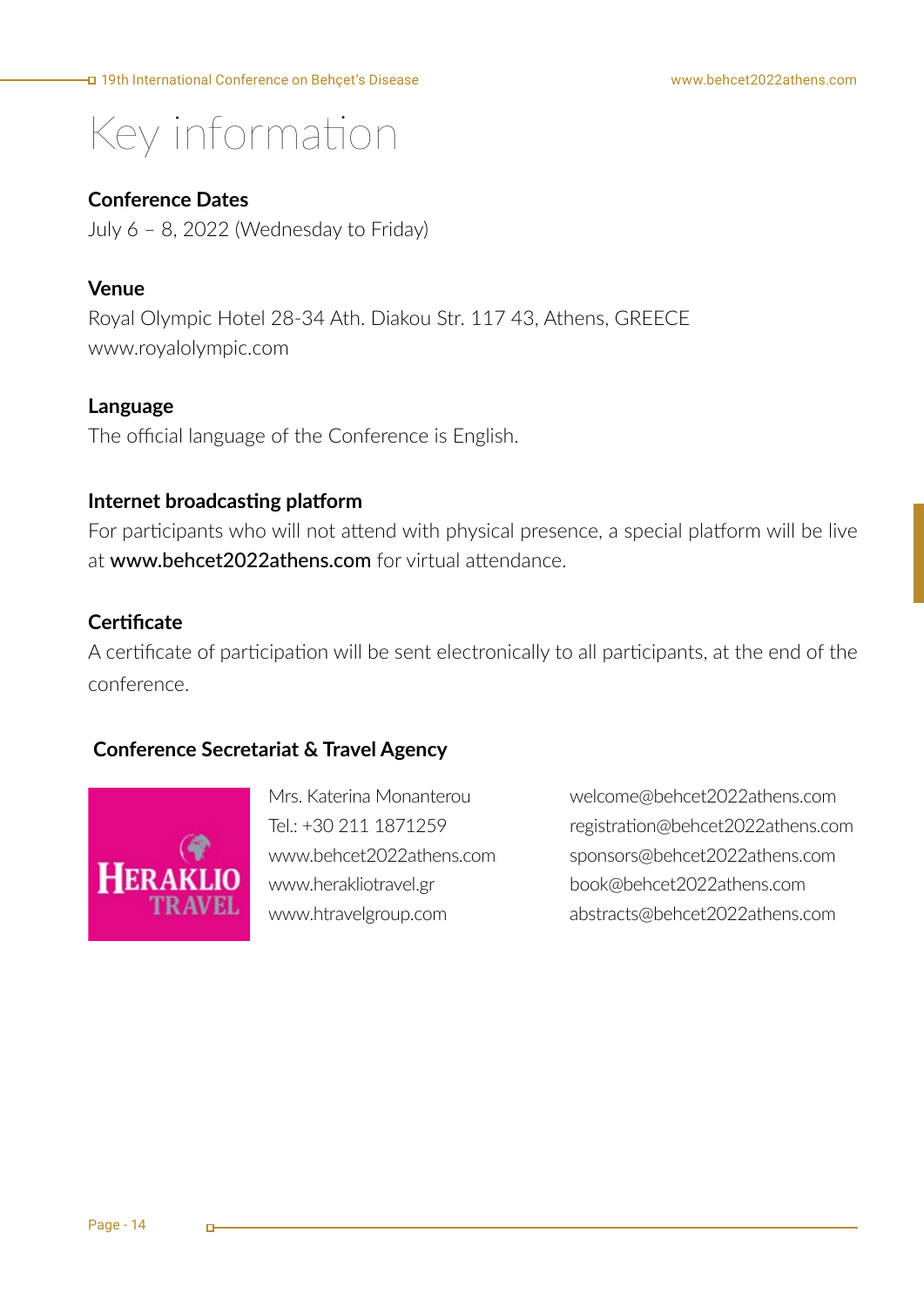# Key information

**Conference Dates**

July 6 – 8, 2022 (Wednesday to Friday)

**Venue**

Royal Olympic Hotel 28-34 Ath. Diakou Str. 117 43, Athens, GREECE
www.royalolympic.com

**Language**

The official language of the Conference is English.

**Internet broadcasting platform**

For participants who will not attend with physical presence, a special platform will be live at **www.behcet2022athens.com** for virtual attendance.

**Certificate**

A certificate of participation will be sent electronically to all participants, at the end of the conference.

**Conference Secretariat & Travel Agency**

HERAKLIO TRAVEL

Mrs. Katerina Monanterou
Tel.: +30 211 1871259
www.behcet2022athens.com
www.herakliotravel.gr
www.htravelgroup.com

welcome@behcet2022athens.com
registration@behcet2022athens.com
sponsors@behcet2022athens.com
book@behcet2022athens.com
abstracts@behcet2022athens.com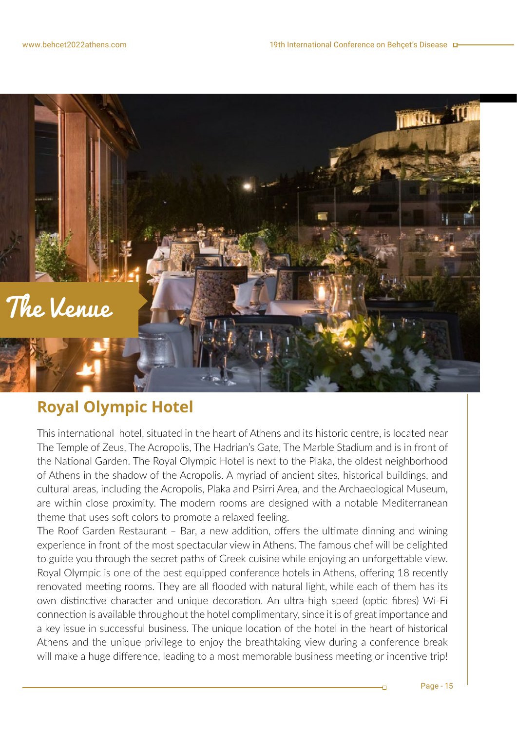# The Venue

## Royal Olympic Hotel

This international hotel, situated in the heart of Athens and its historic centre, is located near The Temple of Zeus, The Acropolis, The Hadrian's Gate, The Marble Stadium and is in front of the National Garden. The Royal Olympic Hotel is next to the Plaka, the oldest neighborhood of Athens in the shadow of the Acropolis. A myriad of ancient sites, historical buildings, and cultural areas, including the Acropolis, Plaka and Psirri Area, and the Archaeological Museum, are within close proximity. The modern rooms are designed with a notable Mediterranean theme that uses soft colors to promote a relaxed feeling.

The Roof Garden Restaurant – Bar, a new addition, offers the ultimate dinning and wining experience in front of the most spectacular view in Athens. The famous chef will be delighted to guide you through the secret paths of Greek cuisine while enjoying an unforgettable view. Royal Olympic is one of the best equipped conference hotels in Athens, offering 18 recently renovated meeting rooms. They are all flooded with natural light, while each of them has its own distinctive character and unique decoration. An ultra-high speed (optic fibres) Wi-Fi connection is available throughout the hotel complimentary, since it is of great importance and a key issue in successful business. The unique location of the hotel in the heart of historical Athens and the unique privilege to enjoy the breathtaking view during a conference break will make a huge difference, leading to a most memorable business meeting or incentive trip!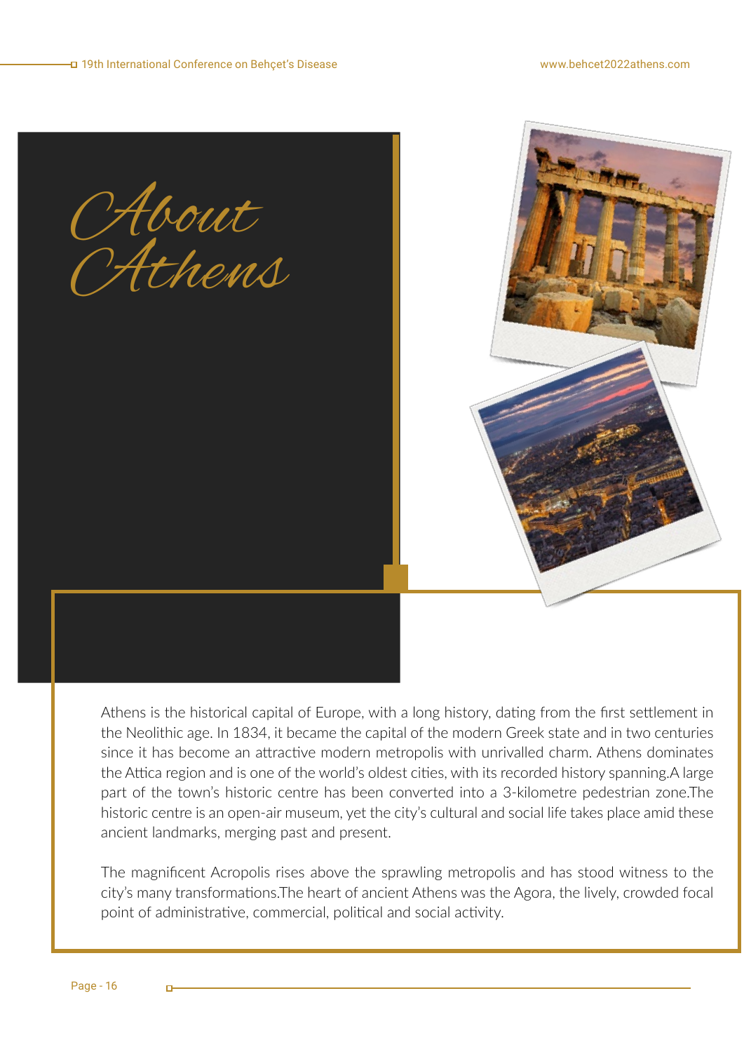# About Athens

Athens is the historical capital of Europe, with a long history, dating from the first settlement in the Neolithic age. In 1834, it became the capital of the modern Greek state and in two centuries since it has become an attractive modern metropolis with unrivalled charm. Athens dominates the Attica region and is one of the world's oldest cities, with its recorded history spanning.A large part of the town's historic centre has been converted into a 3-kilometre pedestrian zone.The historic centre is an open-air museum, yet the city's cultural and social life takes place amid these ancient landmarks, merging past and present.

The magnificent Acropolis rises above the sprawling metropolis and has stood witness to the city's many transformations.The heart of ancient Athens was the Agora, the lively, crowded focal point of administrative, commercial, political and social activity.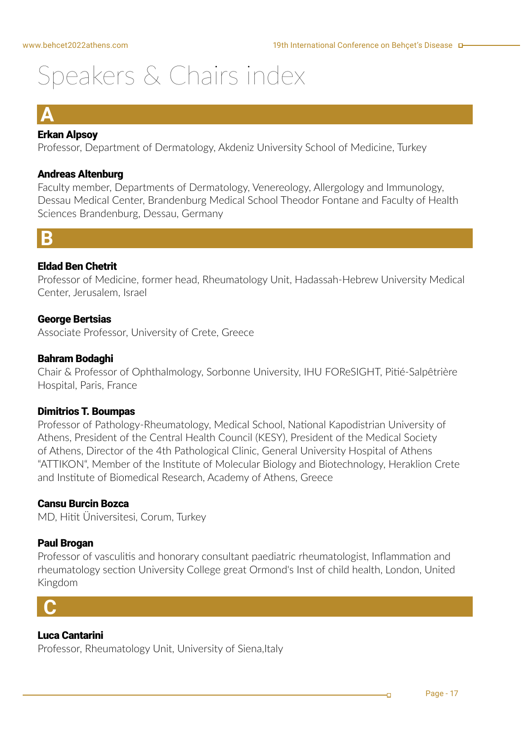# Speakers & Chairs index

## A

**Erkan Alpsoy**
Professor, Department of Dermatology, Akdeniz University School of Medicine, Turkey

**Andreas Altenburg**
Faculty member, Departments of Dermatology, Venereology, Allergology and Immunology, Dessau Medical Center, Brandenburg Medical School Theodor Fontane and Faculty of Health Sciences Brandenburg, Dessau, Germany

## B

**Eldad Ben Chetrit**
Professor of Medicine, former head, Rheumatology Unit, Hadassah-Hebrew University Medical Center, Jerusalem, Israel

**George Bertsias**
Associate Professor, University of Crete, Greece

**Bahram Bodaghi**
Chair & Professor of Ophthalmology, Sorbonne University, IHU FOReSIGHT, Pitié-Salpêtrière Hospital, Paris, France

**Dimitrios T. Boumpas**
Professor of Pathology-Rheumatology, Medical School, National Kapodistrian University of Athens, President of the Central Health Council (KESY), President of the Medical Society of Athens, Director of the 4th Pathological Clinic, General University Hospital of Athens "ATTIKON", Member of the Institute of Molecular Biology and Biotechnology, Heraklion Crete and Institute of Biomedical Research, Academy of Athens, Greece

**Cansu Burcin Bozca**
MD, Hitit Üniversitesi, Corum, Turkey

**Paul Brogan**
Professor of vasculitis and honorary consultant paediatric rheumatologist, Inflammation and rheumatology section University College great Ormond's Inst of child health, London, United Kingdom

## C

**Luca Cantarini**
Professor, Rheumatology Unit, University of Siena,Italy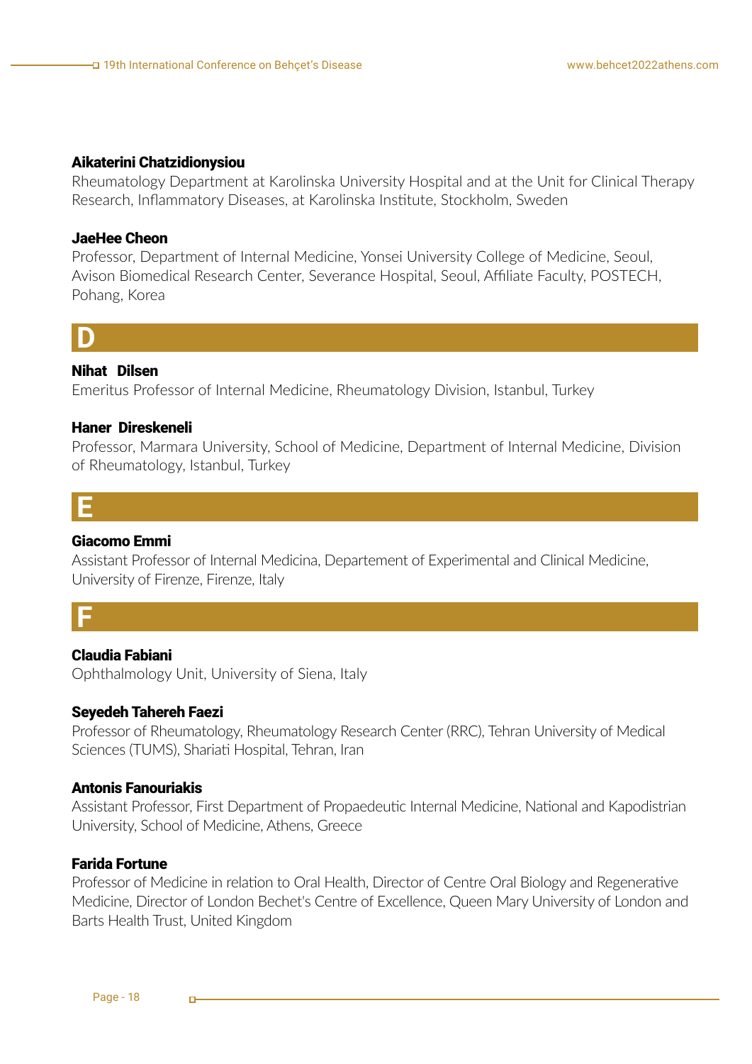**Aikaterini Chatzidionysiou**
Rheumatology Department at Karolinska University Hospital and at the Unit for Clinical Therapy Research, Inflammatory Diseases, at Karolinska Institute, Stockholm, Sweden

**JaeHee Cheon**
Professor, Department of Internal Medicine, Yonsei University College of Medicine, Seoul, Avison Biomedical Research Center, Severance Hospital, Seoul, Affiliate Faculty, POSTECH, Pohang, Korea

## D

**Nihat Dilsen**
Emeritus Professor of Internal Medicine, Rheumatology Division, Istanbul, Turkey

**Haner Direskeneli**
Professor, Marmara University, School of Medicine, Department of Internal Medicine, Division of Rheumatology, Istanbul, Turkey

## E

**Giacomo Emmi**
Assistant Professor of Internal Medicina, Departement of Experimental and Clinical Medicine, University of Firenze, Firenze, Italy

## F

**Claudia Fabiani**
Ophthalmology Unit, University of Siena, Italy

**Seyedeh Tahereh Faezi**
Professor of Rheumatology, Rheumatology Research Center (RRC), Tehran University of Medical Sciences (TUMS), Shariati Hospital, Tehran, Iran

**Antonis Fanouriakis**
Assistant Professor, First Department of Propaedeutic Internal Medicine, National and Kapodistrian University, School of Medicine, Athens, Greece

**Farida Fortune**
Professor of Medicine in relation to Oral Health, Director of Centre Oral Biology and Regenerative Medicine, Director of London Bechet's Centre of Excellence, Queen Mary University of London and Barts Health Trust, United Kingdom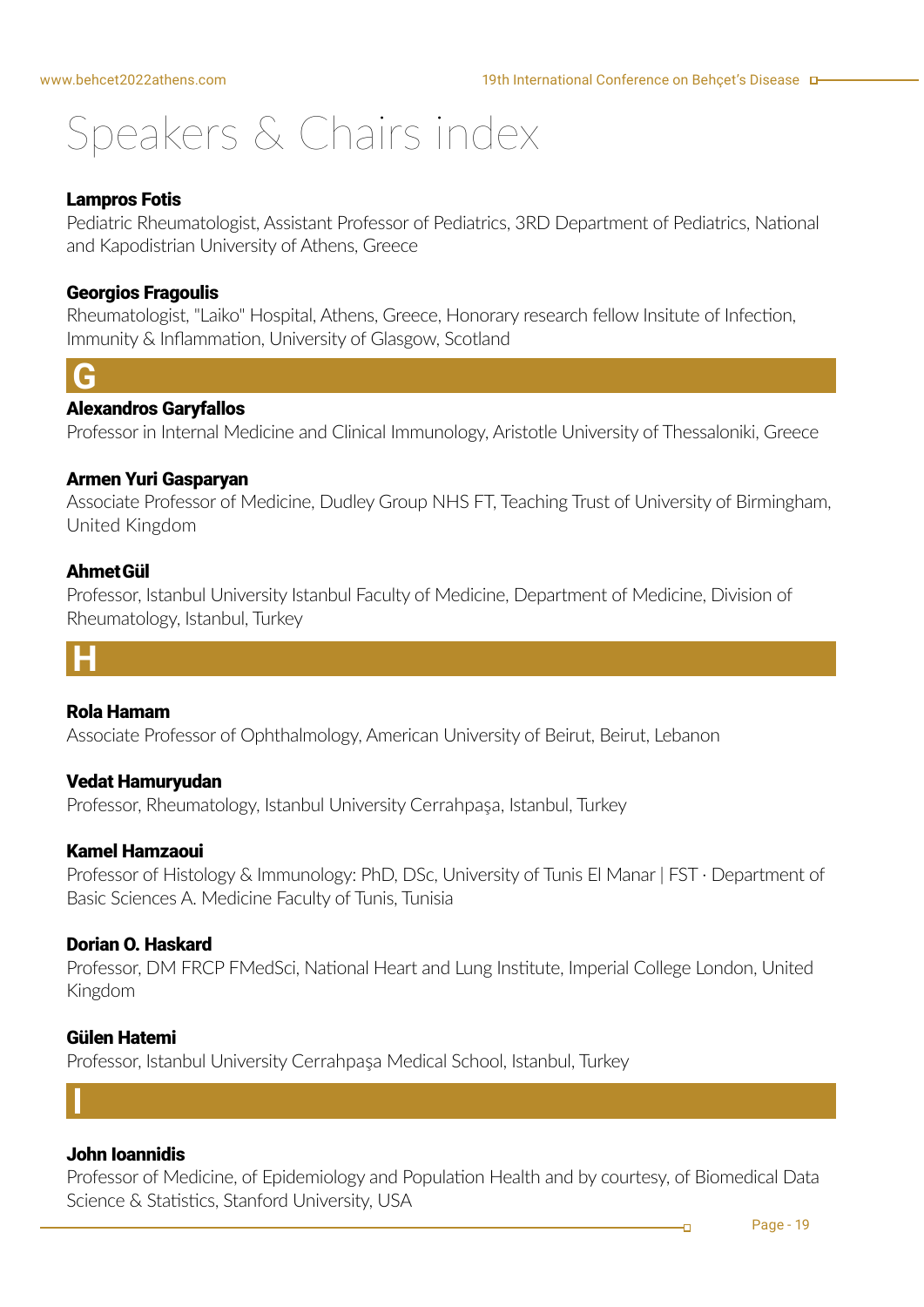# Speakers & Chairs index

**Lampros Fotis**
Pediatric Rheumatologist, Assistant Professor of Pediatrics, 3RD Department of Pediatrics, National and Kapodistrian University of Athens, Greece

**Georgios Fragoulis**
Rheumatologist, "Laiko" Hospital, Athens, Greece, Honorary research fellow Insitute of Infection, Immunity & Inflammation, University of Glasgow, Scotland

## G

**Alexandros Garyfallos**
Professor in Internal Medicine and Clinical Immunology, Aristotle University of Thessaloniki, Greece

**Armen Yuri Gasparyan**
Associate Professor of Medicine, Dudley Group NHS FT, Teaching Trust of University of Birmingham, United Kingdom

**Ahmet Gül**
Professor, Istanbul University Istanbul Faculty of Medicine, Department of Medicine, Division of Rheumatology, Istanbul, Turkey

## H

**Rola Hamam**
Associate Professor of Ophthalmology, American University of Beirut, Beirut, Lebanon

**Vedat Hamuryudan**
Professor, Rheumatology, Istanbul University Cerrahpaşa, Istanbul, Turkey

**Kamel Hamzaoui**
Professor of Histology & Immunology: PhD, DSc, University of Tunis El Manar | FST · Department of Basic Sciences A. Medicine Faculty of Tunis, Tunisia

**Dorian O. Haskard**
Professor, DM FRCP FMedSci, National Heart and Lung Institute, Imperial College London, United Kingdom

**Gülen Hatemi**
Professor, Istanbul University Cerrahpaşa Medical School, Istanbul, Turkey

## I

**John Ioannidis**
Professor of Medicine, of Epidemiology and Population Health and by courtesy, of Biomedical Data Science & Statistics, Stanford University, USA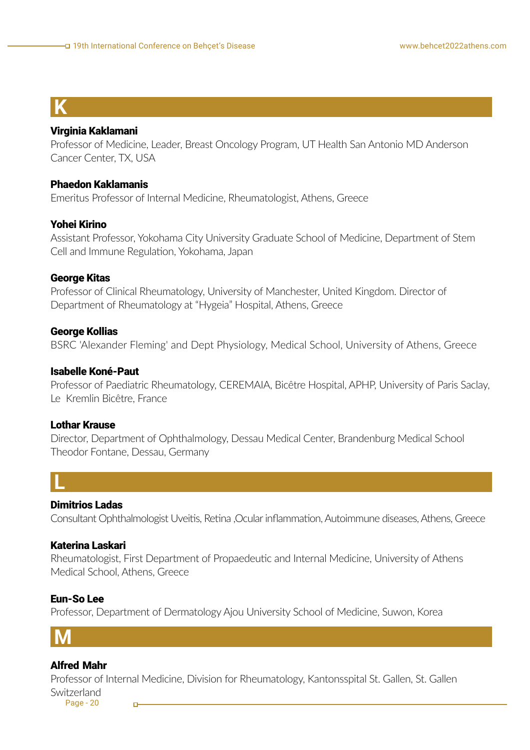## K

**Virginia Kaklamani**
Professor of Medicine, Leader, Breast Oncology Program, UT Health San Antonio MD Anderson Cancer Center, TX, USA

**Phaedon Kaklamanis**
Emeritus Professor of Internal Medicine, Rheumatologist, Athens, Greece

**Yohei Kirino**
Assistant Professor, Yokohama City University Graduate School of Medicine, Department of Stem Cell and Immune Regulation, Yokohama, Japan

**George Kitas**
Professor of Clinical Rheumatology, University of Manchester, United Kingdom. Director of Department of Rheumatology at "Hygeia" Hospital, Athens, Greece

**George Kollias**
BSRC 'Alexander Fleming' and Dept Physiology, Medical School, University of Athens, Greece

**Isabelle Koné-Paut**
Professor of Paediatric Rheumatology, CEREMAIA, Bicêtre Hospital, APHP, University of Paris Saclay, Le Kremlin Bicêtre, France

**Lothar Krause**
Director, Department of Ophthalmology, Dessau Medical Center, Brandenburg Medical School Theodor Fontane, Dessau, Germany

## L

**Dimitrios Ladas**
Consultant Ophthalmologist Uveitis, Retina ,Ocular inflammation, Autoimmune diseases, Athens, Greece

**Katerina Laskari**
Rheumatologist, First Department of Propaedeutic and Internal Medicine, University of Athens Medical School, Athens, Greece

**Eun-So Lee**
Professor, Department of Dermatology Ajou University School of Medicine, Suwon, Korea

## M

**Alfred Mahr**
Professor of Internal Medicine, Division for Rheumatology, Kantonsspital St. Gallen, St. Gallen Switzerland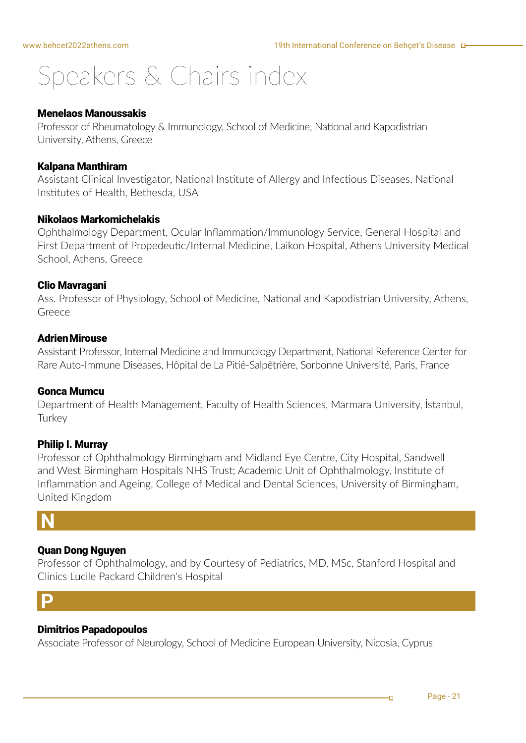# Speakers & Chairs index

**Menelaos Manoussakis**
Professor of Rheumatology & Immunology, School of Medicine, National and Kapodistrian University, Athens, Greece

**Kalpana Manthiram**
Assistant Clinical Investigator, National Institute of Allergy and Infectious Diseases, National Institutes of Health, Bethesda, USA

**Nikolaos Markomichelakis**
Ophthalmology Department, Ocular Inflammation/Immunology Service, General Hospital and First Department of Propedeutic/Internal Medicine, Laikon Hospital, Athens University Medical School, Athens, Greece

**Clio Mavragani**
Ass. Professor of Physiology, School of Medicine, National and Kapodistrian University, Athens, Greece

**Adrien Mirouse**
Assistant Professor, Internal Medicine and Immunology Department, National Reference Center for Rare Auto-Immune Diseases, Hôpital de La Pitié-Salpêtrière, Sorbonne Université, Paris, France

**Gonca Mumcu**
Department of Health Management, Faculty of Health Sciences, Marmara University, İstanbul, Turkey

**Philip I. Murray**
Professor of Ophthalmology Birmingham and Midland Eye Centre, City Hospital, Sandwell and West Birmingham Hospitals NHS Trust; Academic Unit of Ophthalmology, Institute of Inflammation and Ageing, College of Medical and Dental Sciences, University of Birmingham, United Kingdom

## N

**Quan Dong Nguyen**
Professor of Ophthalmology, and by Courtesy of Pediatrics, MD, MSc, Stanford Hospital and Clinics Lucile Packard Children's Hospital

## P

**Dimitrios Papadopoulos**
Associate Professor of Neurology, School of Medicine European University, Nicosia, Cyprus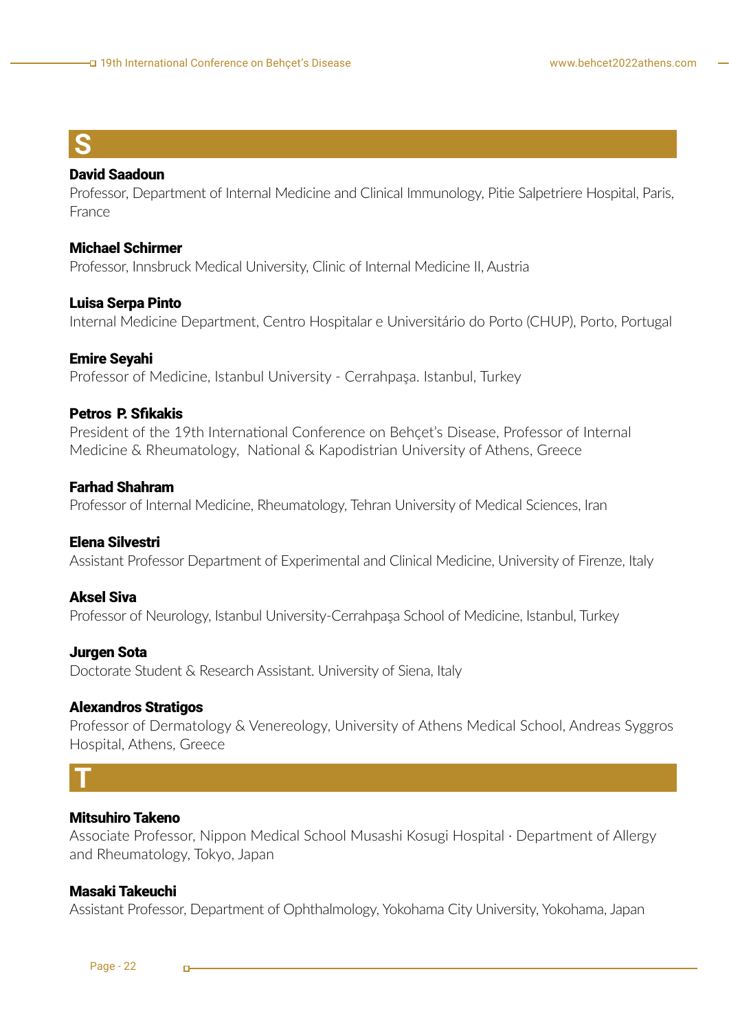## S

**David Saadoun**
Professor, Department of Internal Medicine and Clinical Immunology, Pitie Salpetriere Hospital, Paris, France

**Michael Schirmer**
Professor, Innsbruck Medical University, Clinic of Internal Medicine II, Austria

**Luisa Serpa Pinto**
Internal Medicine Department, Centro Hospitalar e Universitário do Porto (CHUP), Porto, Portugal

**Emire Seyahi**
Professor of Medicine, Istanbul University - Cerrahpaşa. Istanbul, Turkey

**Petros P. Sfikakis**
President of the 19th International Conference on Behçet's Disease, Professor of Internal Medicine & Rheumatology, National & Kapodistrian University of Athens, Greece

**Farhad Shahram**
Professor of Internal Medicine, Rheumatology, Tehran University of Medical Sciences, Iran

**Elena Silvestri**
Assistant Professor Department of Experimental and Clinical Medicine, University of Firenze, Italy

**Aksel Siva**
Professor of Neurology, Istanbul University-Cerrahpaşa School of Medicine, Istanbul, Turkey

**Jurgen Sota**
Doctorate Student & Research Assistant. University of Siena, Italy

**Alexandros Stratigos**
Professor of Dermatology & Venereology, University of Athens Medical School, Andreas Syggros Hospital, Athens, Greece

## T

**Mitsuhiro Takeno**
Associate Professor, Nippon Medical School Musashi Kosugi Hospital · Department of Allergy and Rheumatology, Tokyo, Japan

**Masaki Takeuchi**
Assistant Professor, Department of Ophthalmology, Yokohama City University, Yokohama, Japan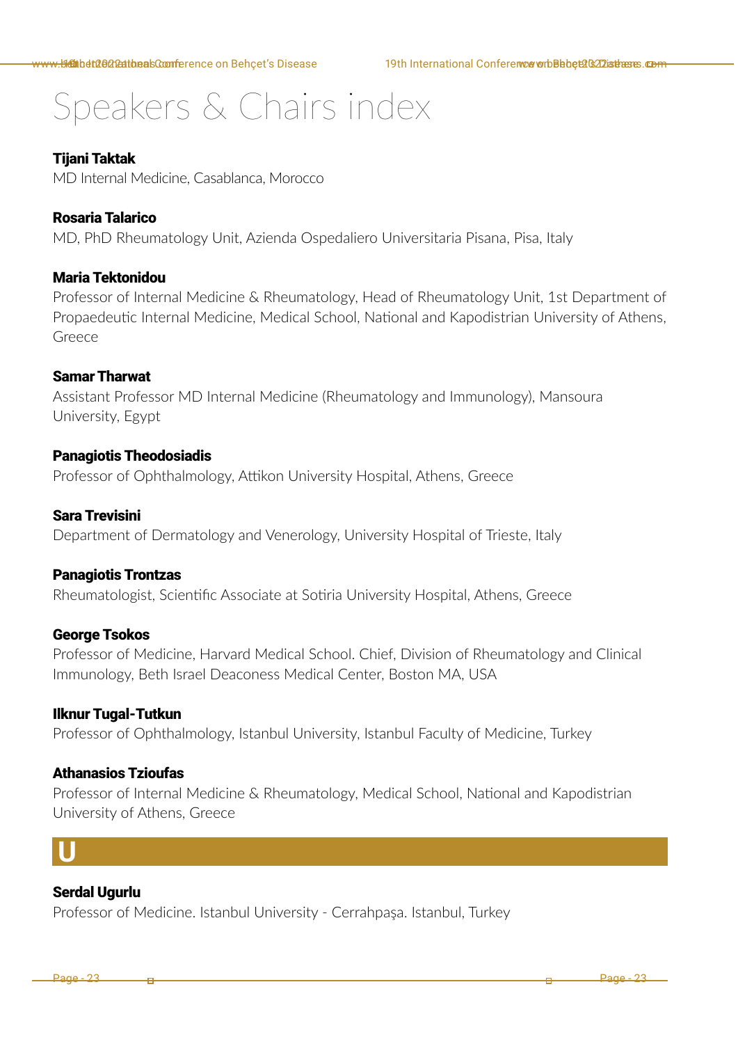# Speakers & Chairs index

**Tijani Taktak**
MD Internal Medicine, Casablanca, Morocco

**Rosaria Talarico**
MD, PhD Rheumatology Unit, Azienda Ospedaliero Universitaria Pisana, Pisa, Italy

**Maria Tektonidou**
Professor of Internal Medicine & Rheumatology, Head of Rheumatology Unit, 1st Department of Propaedeutic Internal Medicine, Medical School, National and Kapodistrian University of Athens, Greece

**Samar Tharwat**
Assistant Professor MD Internal Medicine (Rheumatology and Immunology), Mansoura University, Egypt

**Panagiotis Theodosiadis**
Professor of Ophthalmology, Attikon University Hospital, Athens, Greece

**Sara Trevisini**
Department of Dermatology and Venerology, University Hospital of Trieste, Italy

**Panagiotis Trontzas**
Rheumatologist, Scientific Associate at Sotiria University Hospital, Athens, Greece

**George Tsokos**
Professor of Medicine, Harvard Medical School. Chief, Division of Rheumatology and Clinical Immunology, Beth Israel Deaconess Medical Center, Boston MA, USA

**Ilknur Tugal-Tutkun**
Professor of Ophthalmology, Istanbul University, Istanbul Faculty of Medicine, Turkey

**Athanasios Tzioufas**
Professor of Internal Medicine & Rheumatology, Medical School, National and Kapodistrian University of Athens, Greece

## U

**Serdal Ugurlu**
Professor of Medicine. Istanbul University - Cerrahpaşa. Istanbul, Turkey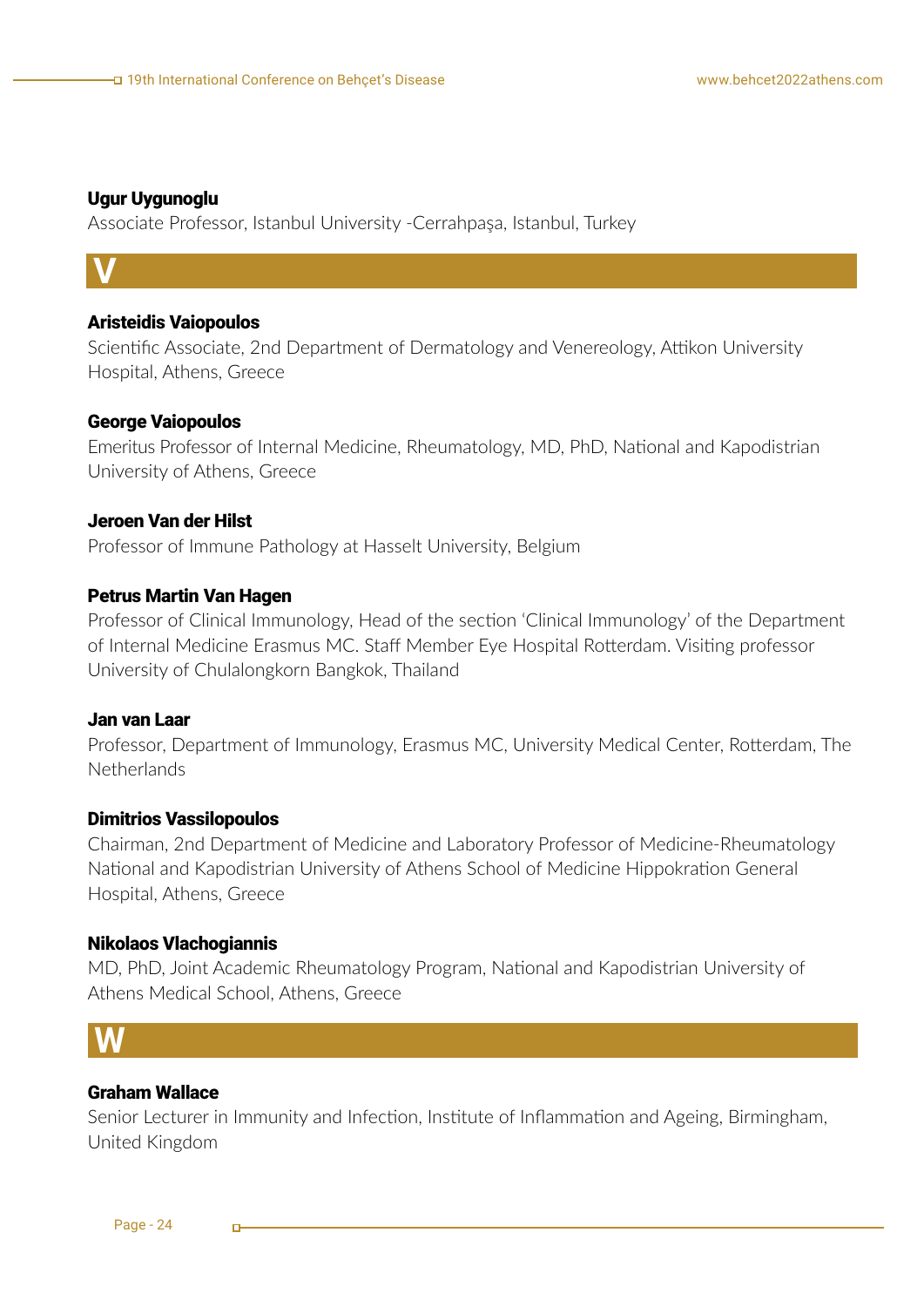**Ugur Uygunoglu**
Associate Professor, Istanbul University -Cerrahpaşa, Istanbul, Turkey

## V

**Aristeidis Vaiopoulos**
Scientific Associate, 2nd Department of Dermatology and Venereology, Attikon University Hospital, Athens, Greece

**George Vaiopoulos**
Emeritus Professor of Internal Medicine, Rheumatology, MD, PhD, National and Kapodistrian University of Athens, Greece

**Jeroen Van der Hilst**
Professor of Immune Pathology at Hasselt University, Belgium

**Petrus Martin Van Hagen**
Professor of Clinical Immunology, Head of the section 'Clinical Immunology' of the Department of Internal Medicine Erasmus MC. Staff Member Eye Hospital Rotterdam. Visiting professor University of Chulalongkorn Bangkok, Thailand

**Jan van Laar**
Professor, Department of Immunology, Erasmus MC, University Medical Center, Rotterdam, The Netherlands

**Dimitrios Vassilopoulos**
Chairman, 2nd Department of Medicine and Laboratory Professor of Medicine-Rheumatology National and Kapodistrian University of Athens School of Medicine Hippokration General Hospital, Athens, Greece

**Nikolaos Vlachogiannis**
MD, PhD, Joint Academic Rheumatology Program, National and Kapodistrian University of Athens Medical School, Athens, Greece

## W

**Graham Wallace**
Senior Lecturer in Immunity and Infection, Institute of Inflammation and Ageing, Birmingham, United Kingdom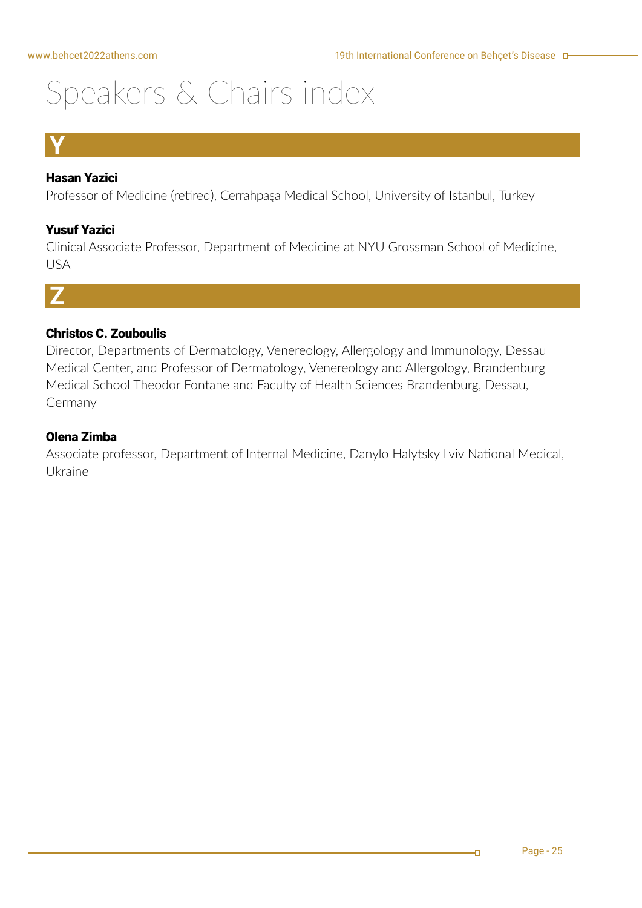# Speakers & Chairs index

## Y

### Hasan Yazici

Professor of Medicine (retired), Cerrahpaşa Medical School, University of Istanbul, Turkey

### Yusuf Yazici

Clinical Associate Professor, Department of Medicine at NYU Grossman School of Medicine, USA

## Z

### Christos C. Zouboulis

Director, Departments of Dermatology, Venereology, Allergology and Immunology, Dessau Medical Center, and Professor of Dermatology, Venereology and Allergology, Brandenburg Medical School Theodor Fontane and Faculty of Health Sciences Brandenburg, Dessau, Germany

### Olena Zimba

Associate professor, Department of Internal Medicine, Danylo Halytsky Lviv National Medical, Ukraine